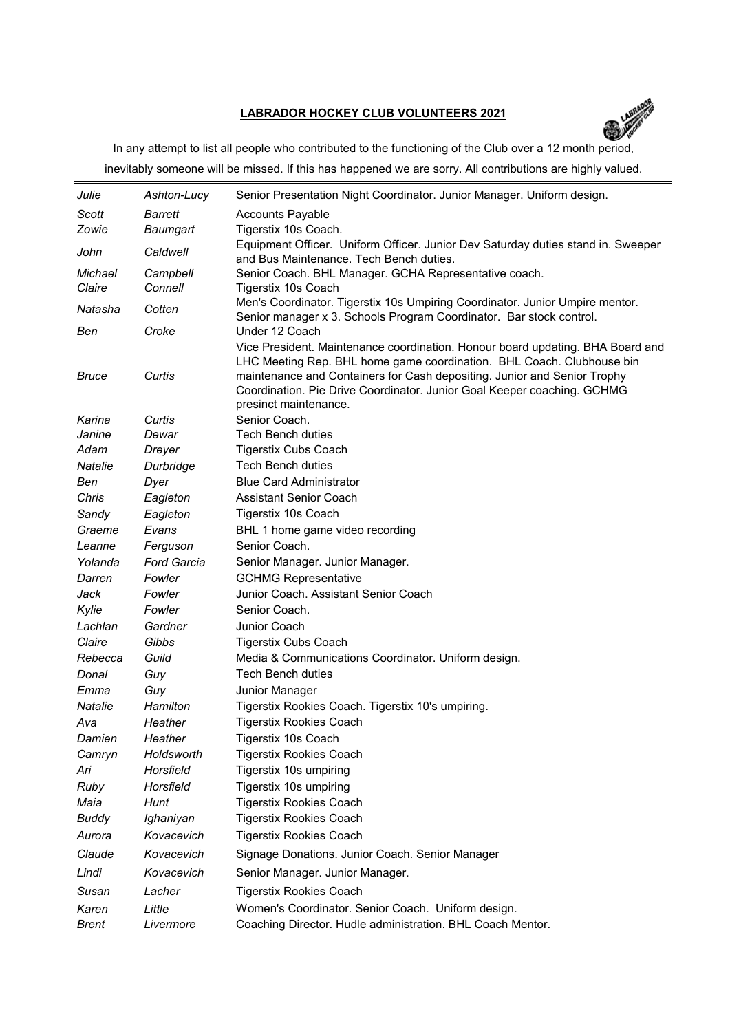# LABRADOR HOCKEY CLUB VOLUNTEERS 2021

In any attempt to list all people who contributed to the functioning of the Club over a 12 month period, inevitably someone will be missed. If this has happened we are sorry. All contributions are highly valued.

| | | |
|---|---|---|
| *Julie* | *Ashton-Lucy* | Senior Presentation Night Coordinator. Junior Manager. Uniform design. |
| *Scott* | *Barrett* | Accounts Payable |
| *Zowie* | *Baumgart* | Tigerstix 10s Coach. |
| *John* | *Caldwell* | Equipment Officer. Uniform Officer. Junior Dev Saturday duties stand in. Sweeper and Bus Maintenance. Tech Bench duties. |
| *Michael* | *Campbell* | Senior Coach. BHL Manager. GCHA Representative coach. |
| *Claire* | *Connell* | Tigerstix 10s Coach |
| *Natasha* | *Cotten* | Men's Coordinator. Tigerstix 10s Umpiring Coordinator. Junior Umpire mentor. Senior manager x 3. Schools Program Coordinator. Bar stock control. |
| *Ben* | *Croke* | Under 12 Coach |
| *Bruce* | *Curtis* | Vice President. Maintenance coordination. Honour board updating. BHA Board and LHC Meeting Rep. BHL home game coordination. BHL Coach. Clubhouse bin maintenance and Containers for Cash depositing. Junior and Senior Trophy Coordination. Pie Drive Coordinator. Junior Goal Keeper coaching. GCHMG presinct maintenance. |
| *Karina* | *Curtis* | Senior Coach. |
| *Janine* | *Dewar* | Tech Bench duties |
| *Adam* | *Dreyer* | Tigerstix Cubs Coach |
| *Natalie* | *Durbridge* | Tech Bench duties |
| *Ben* | *Dyer* | Blue Card Administrator |
| *Chris* | *Eagleton* | Assistant Senior Coach |
| *Sandy* | *Eagleton* | Tigerstix 10s Coach |
| *Graeme* | *Evans* | BHL 1 home game video recording |
| *Leanne* | *Ferguson* | Senior Coach. |
| *Yolanda* | *Ford Garcia* | Senior Manager. Junior Manager. |
| *Darren* | *Fowler* | GCHMG Representative |
| *Jack* | *Fowler* | Junior Coach. Assistant Senior Coach |
| *Kylie* | *Fowler* | Senior Coach. |
| *Lachlan* | *Gardner* | Junior Coach |
| *Claire* | *Gibbs* | Tigerstix Cubs Coach |
| *Rebecca* | *Guild* | Media & Communications Coordinator. Uniform design. |
| *Donal* | *Guy* | Tech Bench duties |
| *Emma* | *Guy* | Junior Manager |
| *Natalie* | *Hamilton* | Tigerstix Rookies Coach. Tigerstix 10's umpiring. |
| *Ava* | *Heather* | Tigerstix Rookies Coach |
| *Damien* | *Heather* | Tigerstix 10s Coach |
| *Camryn* | *Holdsworth* | Tigerstix Rookies Coach |
| *Ari* | *Horsfield* | Tigerstix 10s umpiring |
| *Ruby* | *Horsfield* | Tigerstix 10s umpiring |
| *Maia* | *Hunt* | Tigerstix Rookies Coach |
| *Buddy* | *Ighaniyan* | Tigerstix Rookies Coach |
| *Aurora* | *Kovacevich* | Tigerstix Rookies Coach |
| *Claude* | *Kovacevich* | Signage Donations. Junior Coach. Senior Manager |
| *Lindi* | *Kovacevich* | Senior Manager. Junior Manager. |
| *Susan* | *Lacher* | Tigerstix Rookies Coach |
| *Karen* | *Little* | Women's Coordinator. Senior Coach. Uniform design. |
| *Brent* | *Livermore* | Coaching Director. Hudle administration. BHL Coach Mentor. |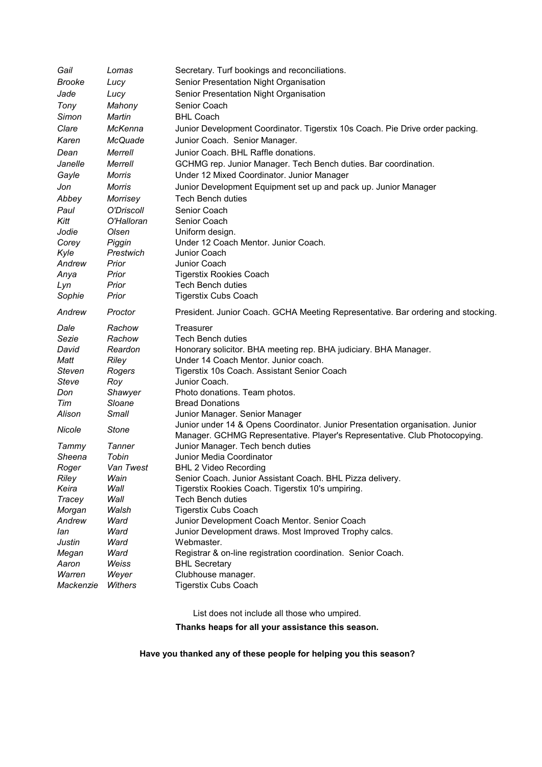| | | |
|---|---|---|
| *Gail* | *Lomas* | Secretary. Turf bookings and reconciliations. |
| *Brooke* | *Lucy* | Senior Presentation Night Organisation |
| *Jade* | *Lucy* | Senior Presentation Night Organisation |
| *Tony* | *Mahony* | Senior Coach |
| *Simon* | *Martin* | BHL Coach |
| *Clare* | *McKenna* | Junior Development Coordinator. Tigerstix 10s Coach. Pie Drive order packing. |
| *Karen* | *McQuade* | Junior Coach. Senior Manager. |
| *Dean* | *Merrell* | Junior Coach. BHL Raffle donations. |
| *Janelle* | *Merrell* | GCHMG rep. Junior Manager. Tech Bench duties. Bar coordination. |
| *Gayle* | *Morris* | Under 12 Mixed Coordinator. Junior Manager |
| *Jon* | *Morris* | Junior Development Equipment set up and pack up. Junior Manager |
| *Abbey* | *Morrisey* | Tech Bench duties |
| *Paul* | *O'Driscoll* | Senior Coach |
| *Kitt* | *O'Halloran* | Senior Coach |
| *Jodie* | *Olsen* | Uniform design. |
| *Corey* | *Piggin* | Under 12 Coach Mentor. Junior Coach. |
| *Kyle* | *Prestwich* | Junior Coach |
| *Andrew* | *Prior* | Junior Coach |
| *Anya* | *Prior* | Tigerstix Rookies Coach |
| *Lyn* | *Prior* | Tech Bench duties |
| *Sophie* | *Prior* | Tigerstix Cubs Coach |
| *Andrew* | *Proctor* | President. Junior Coach. GCHA Meeting Representative. Bar ordering and stocking. |
| *Dale* | *Rachow* | Treasurer |
| *Sezie* | *Rachow* | Tech Bench duties |
| *David* | *Reardon* | Honorary solicitor. BHA meeting rep. BHA judiciary. BHA Manager. |
| *Matt* | *Riley* | Under 14 Coach Mentor. Junior coach. |
| *Steven* | *Rogers* | Tigerstix 10s Coach. Assistant Senior Coach |
| *Steve* | *Roy* | Junior Coach. |
| *Don* | *Shawyer* | Photo donations. Team photos. |
| *Tim* | *Sloane* | Bread Donations |
| *Alison* | *Small* | Junior Manager. Senior Manager |
| *Nicole* | *Stone* | Junior under 14 & Opens Coordinator. Junior Presentation organisation. Junior Manager. GCHMG Representative. Player's Representative. Club Photocopying. |
| *Tammy* | *Tanner* | Junior Manager. Tech bench duties |
| *Sheena* | *Tobin* | Junior Media Coordinator |
| *Roger* | *Van Twest* | BHL 2 Video Recording |
| *Riley* | *Wain* | Senior Coach. Junior Assistant Coach. BHL Pizza delivery. |
| *Keira* | *Wall* | Tigerstix Rookies Coach. Tigerstix 10's umpiring. |
| *Tracey* | *Wall* | Tech Bench duties |
| *Morgan* | *Walsh* | Tigerstix Cubs Coach |
| *Andrew* | *Ward* | Junior Development Coach Mentor. Senior Coach |
| *Ian* | *Ward* | Junior Development draws. Most Improved Trophy calcs. |
| *Justin* | *Ward* | Webmaster. |
| *Megan* | *Ward* | Registrar & on-line registration coordination. Senior Coach. |
| *Aaron* | *Weiss* | BHL Secretary |
| *Warren* | *Weyer* | Clubhouse manager. |
| *Mackenzie* | *Withers* | Tigerstix Cubs Coach |

List does not include all those who umpired.

**Thanks heaps for all your assistance this season.**

**Have you thanked any of these people for helping you this season?**